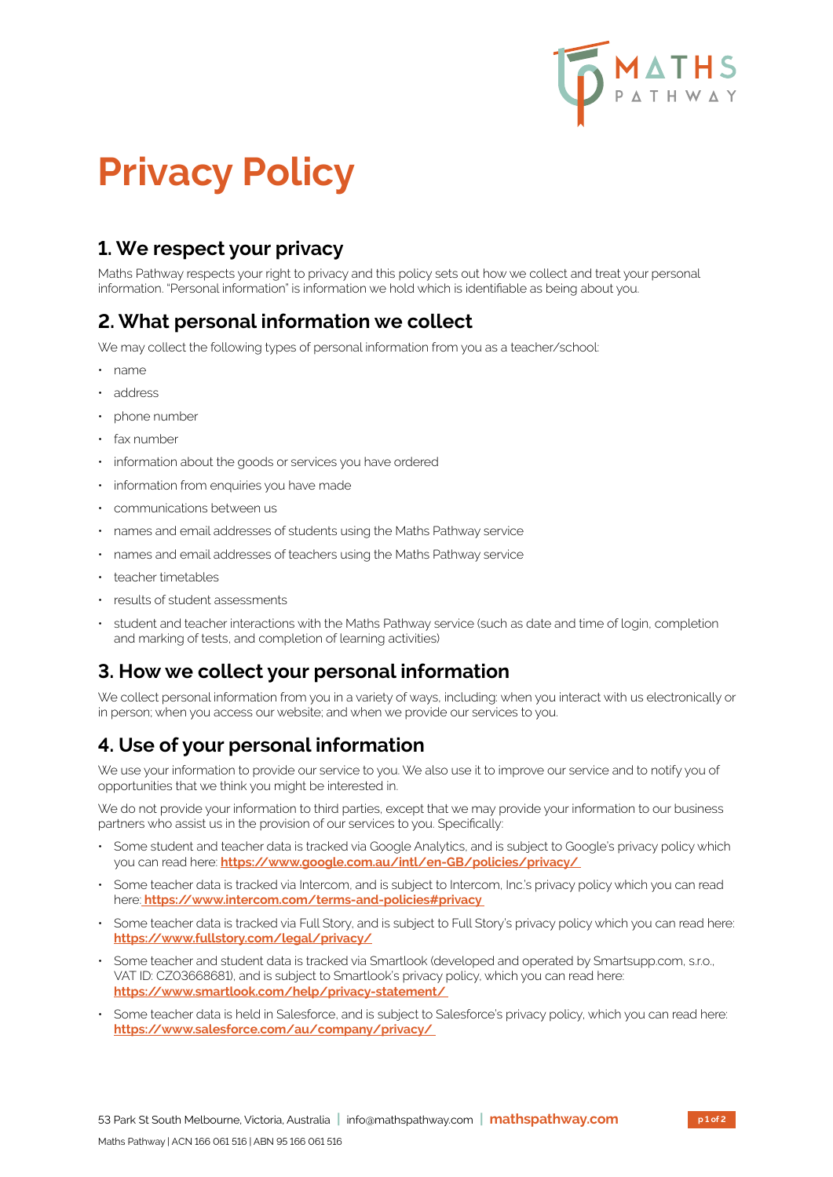# Privacy Policy

## 1. We respect your privacy

Maths Pathway respects your right to privacy and this policy sets out how we collect and treat your personal information. "Personal information" is information we hold which is identifiable as being about you.

## 2. What personal information we collect

We may collect the following types of personal information from you as a teacher/school:

- name
- address
- phone number
- fax number
- information about the goods or services you have ordered
- information from enquiries you have made
- communications between us
- names and email addresses of students using the Maths Pathway service
- names and email addresses of teachers using the Maths Pathway service
- teacher timetables
- results of student assessments
- student and teacher interactions with the Maths Pathway service (such as date and time of login, completion and marking of tests, and completion of learning activities)

## 3. How we collect your personal information

We collect personal information from you in a variety of ways, including: when you interact with us electronically or in person; when you access our website; and when we provide our services to you.

## 4. Use of your personal information

We use your information to provide our service to you. We also use it to improve our service and to notify you of opportunities that we think you might be interested in.

We do not provide your information to third parties, except that we may provide your information to our business partners who assist us in the provision of our services to you. Specifically:

- Some student and teacher data is tracked via Google Analytics, and is subject to Google's privacy policy which you can read here: **https://www.google.com.au/intl/en-GB/policies/privacy/**
- Some teacher data is tracked via Intercom, and is subject to Intercom, Inc.'s privacy policy which you can read here: **https://www.intercom.com/terms-and-policies#privacy**
- Some teacher data is tracked via Full Story, and is subject to Full Story's privacy policy which you can read here: **https://www.fullstory.com/legal/privacy/**
- Some teacher and student data is tracked via Smartlook (developed and operated by Smartsupp.com, s.r.o., VAT ID: CZ03668681), and is subject to Smartlook's privacy policy, which you can read here: **https://www.smartlook.com/help/privacy-statement/**
- Some teacher data is held in Salesforce, and is subject to Salesforce's privacy policy, which you can read here: **https://www.salesforce.com/au/company/privacy/**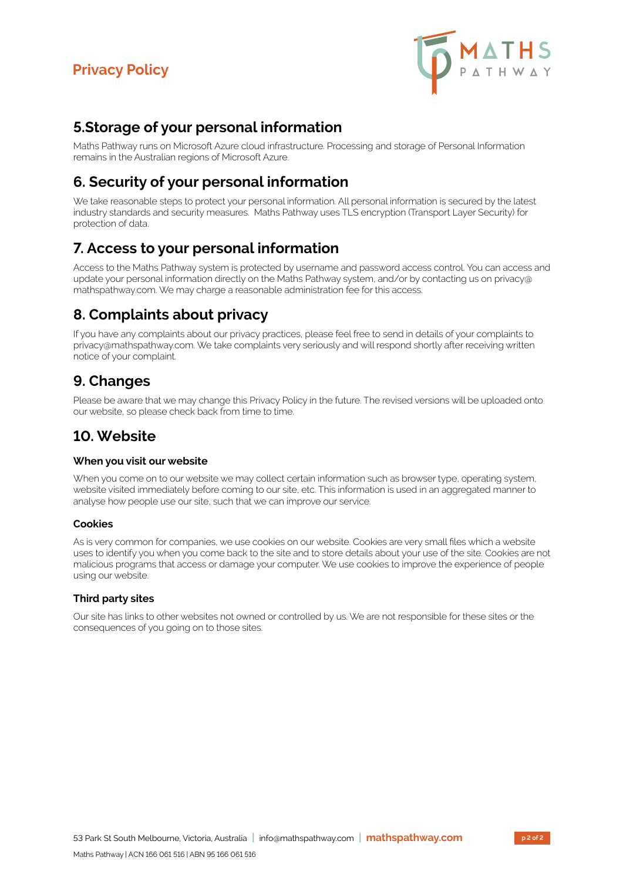## 5.Storage of your personal information

Maths Pathway runs on Microsoft Azure cloud infrastructure. Processing and storage of Personal Information remains in the Australian regions of Microsoft Azure.

## 6. Security of your personal information

We take reasonable steps to protect your personal information. All personal information is secured by the latest industry standards and security measures. Maths Pathway uses TLS encryption (Transport Layer Security) for protection of data.

## 7. Access to your personal information

Access to the Maths Pathway system is protected by username and password access control. You can access and update your personal information directly on the Maths Pathway system, and/or by contacting us on privacy@mathspathway.com. We may charge a reasonable administration fee for this access.

## 8. Complaints about privacy

If you have any complaints about our privacy practices, please feel free to send in details of your complaints to privacy@mathspathway.com. We take complaints very seriously and will respond shortly after receiving written notice of your complaint.

## 9. Changes

Please be aware that we may change this Privacy Policy in the future. The revised versions will be uploaded onto our website, so please check back from time to time.

## 10. Website

### When you visit our website

When you come on to our website we may collect certain information such as browser type, operating system, website visited immediately before coming to our site, etc. This information is used in an aggregated manner to analyse how people use our site, such that we can improve our service.

### Cookies

As is very common for companies, we use cookies on our website. Cookies are very small files which a website uses to identify you when you come back to the site and to store details about your use of the site. Cookies are not malicious programs that access or damage your computer. We use cookies to improve the experience of people using our website.

### Third party sites

Our site has links to other websites not owned or controlled by us. We are not responsible for these sites or the consequences of you going on to those sites.